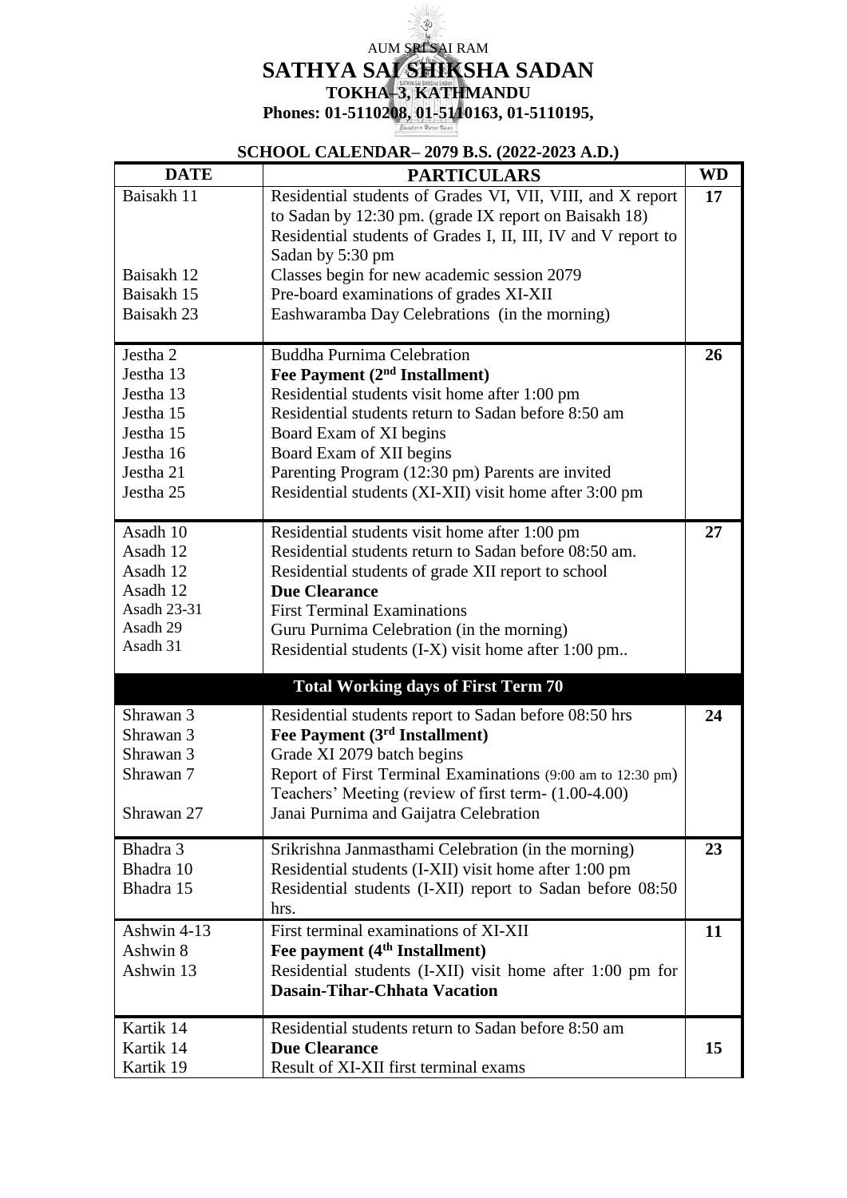AUM SRI SAI RAM

# SATHYA SAI SHIKSHA SADAN

**TOKHA–3, KATHMANDU**

**Phones: 01-5110208, 01-5110163, 01-5110195,**

## SCHOOL CALENDAR– 2079 B.S. (2022-2023 A.D.)

| DATE | PARTICULARS | WD |
|---|---|---|
| Baisakh 11 | Residential students of Grades VI, VII, VIII, and X report to Sadan by 12:30 pm. (grade IX report on Baisakh 18) Residential students of Grades I, II, III, IV and V report to Sadan by 5:30 pm | 17 |
| Baisakh 12 | Classes begin for new academic session 2079 | |
| Baisakh 15 | Pre-board examinations of grades XI-XII | |
| Baisakh 23 | Eashwaramba Day Celebrations (in the morning) | |
| Jestha 2 | Buddha Purnima Celebration | 26 |
| Jestha 13 | **Fee Payment (2nd Installment)** | |
| Jestha 13 | Residential students visit home after 1:00 pm | |
| Jestha 15 | Residential students return to Sadan before 8:50 am | |
| Jestha 15 | Board Exam of XI begins | |
| Jestha 16 | Board Exam of XII begins | |
| Jestha 21 | Parenting Program (12:30 pm) Parents are invited | |
| Jestha 25 | Residential students (XI-XII) visit home after 3:00 pm | |
| Asadh 10 | Residential students visit home after 1:00 pm | 27 |
| Asadh 12 | Residential students return to Sadan before 08:50 am. | |
| Asadh 12 | Residential students of grade XII report to school | |
| Asadh 12 | **Due Clearance** | |
| Asadh 23-31 | First Terminal Examinations | |
| Asadh 29 | Guru Purnima Celebration (in the morning) | |
| Asadh 31 | Residential students (I-X) visit home after 1:00 pm.. | |
| | **Total Working days of First Term 70** | |
| Shrawan 3 | Residential students report to Sadan before 08:50 hrs | 24 |
| Shrawan 3 | **Fee Payment (3rd Installment)** | |
| Shrawan 3 | Grade XI 2079 batch begins | |
| Shrawan 7 | Report of First Terminal Examinations (9:00 am to 12:30 pm) Teachers' Meeting (review of first term- (1.00-4.00) | |
| Shrawan 27 | Janai Purnima and Gaijatra Celebration | |
| Bhadra 3 | Srikrishna Janmasthami Celebration (in the morning) | 23 |
| Bhadra 10 | Residential students (I-XII) visit home after 1:00 pm | |
| Bhadra 15 | Residential students (I-XII) report to Sadan before 08:50 hrs. | |
| Ashwin 4-13 | First terminal examinations of XI-XII | 11 |
| Ashwin 8 | **Fee payment (4th Installment)** | |
| Ashwin 13 | Residential students (I-XII) visit home after 1:00 pm for **Dasain-Tihar-Chhata Vacation** | |
| Kartik 14 | Residential students return to Sadan before 8:50 am | |
| Kartik 14 | **Due Clearance** | 15 |
| Kartik 19 | Result of XI-XII first terminal exams | |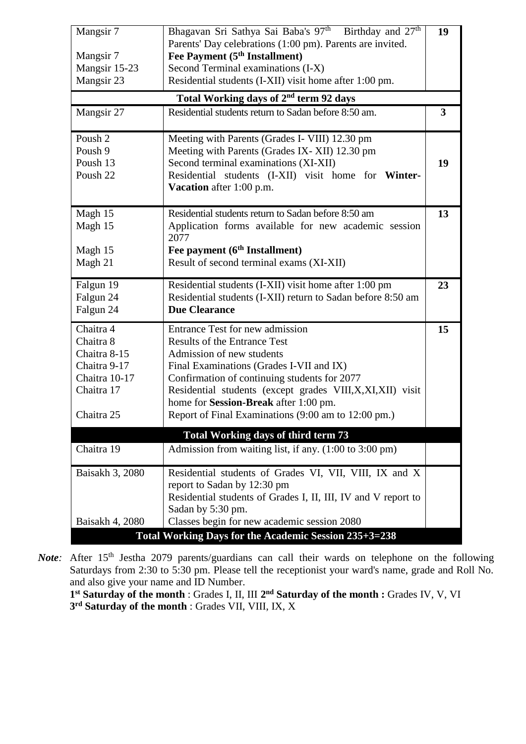| | | |
|---|---|---|
| Mangsir 7<br><br>Mangsir 7<br>Mangsir 15-23<br>Mangsir 23 | Bhagavan Sri Sathya Sai Baba's 97th Birthday and 27th Parents' Day celebrations (1:00 pm). Parents are invited.<br>**Fee Payment (5th Installment)**<br>Second Terminal examinations (I-X)<br>Residential students (I-XII) visit home after 1:00 pm. | **19** |
| **Total Working days of 2nd term 92 days** | | |
| Mangsir 27 | Residential students return to Sadan before 8:50 am. | **3** |
| Poush 2<br>Poush 9<br>Poush 13<br>Poush 22 | Meeting with Parents (Grades I- VIII) 12.30 pm<br>Meeting with Parents (Grades IX- XII) 12.30 pm<br>Second terminal examinations (XI-XII)<br>Residential students (I-XII) visit home for **Winter-Vacation** after 1:00 p.m. | **19** |
| Magh 15<br>Magh 15<br><br>Magh 15<br>Magh 21 | Residential students return to Sadan before 8:50 am<br>Application forms available for new academic session 2077<br>**Fee payment (6th Installment)**<br>Result of second terminal exams (XI-XII) | **13** |
| Falgun 19<br>Falgun 24<br>Falgun 24 | Residential students (I-XII) visit home after 1:00 pm<br>Residential students (I-XII) return to Sadan before 8:50 am<br>**Due Clearance** | **23** |
| Chaitra 4<br>Chaitra 8<br>Chaitra 8-15<br>Chaitra 9-17<br>Chaitra 10-17<br>Chaitra 17<br><br>Chaitra 25 | Entrance Test for new admission<br>Results of the Entrance Test<br>Admission of new students<br>Final Examinations (Grades I-VII and IX)<br>Confirmation of continuing students for 2077<br>Residential students (except grades VIII,X,XI,XII) visit home for **Session-Break** after 1:00 pm.<br>Report of Final Examinations (9:00 am to 12:00 pm.) | **15** |
| **Total Working days of third term 73** | | |
| Chaitra 19 | Admission from waiting list, if any. (1:00 to 3:00 pm) | |
| Baisakh 3, 2080<br><br><br><br>Baisakh 4, 2080 | Residential students of Grades VI, VII, VIII, IX and X report to Sadan by 12:30 pm<br>Residential students of Grades I, II, III, IV and V report to Sadan by 5:30 pm.<br>Classes begin for new academic session 2080 | |
| **Total Working Days for the Academic Session 235+3=238** | | |

***Note:*** After 15th Jestha 2079 parents/guardians can call their wards on telephone on the following Saturdays from 2:30 to 5:30 pm. Please tell the receptionist your ward's name, grade and Roll No. and also give your name and ID Number.

**1st Saturday of the month** : Grades I, II, III **2nd Saturday of the month :** Grades IV, V, VI

**3rd Saturday of the month** : Grades VII, VIII, IX, X